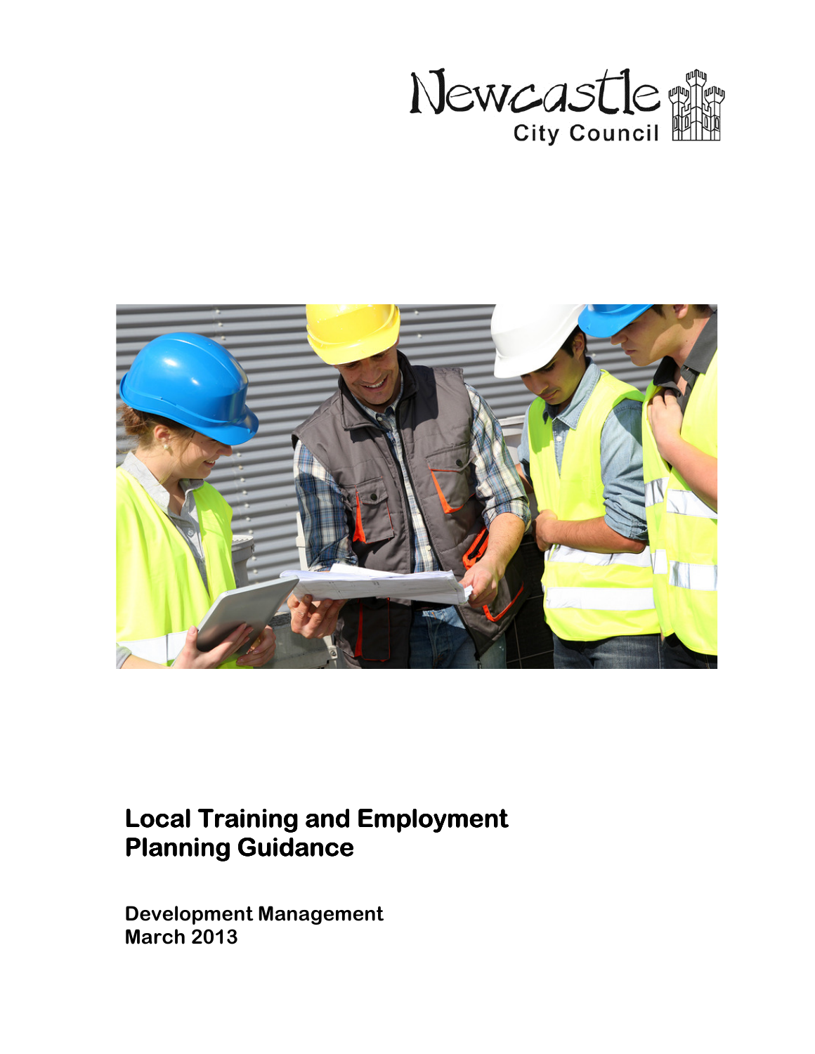Newcastle City Council

# Local Training and Employment Planning Guidance

**Development Management**
**March 2013**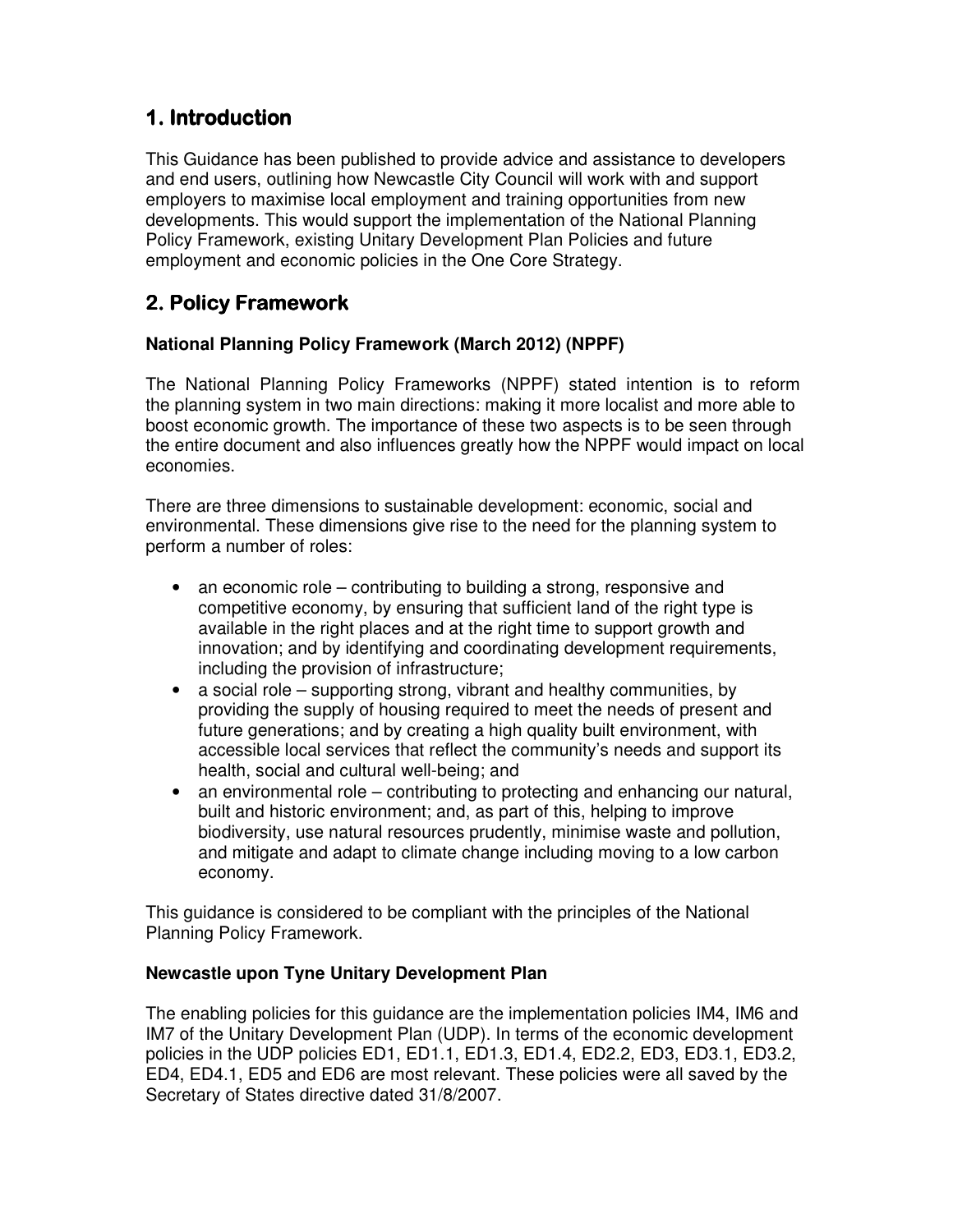## 1. Introduction

This Guidance has been published to provide advice and assistance to developers and end users, outlining how Newcastle City Council will work with and support employers to maximise local employment and training opportunities from new developments. This would support the implementation of the National Planning Policy Framework, existing Unitary Development Plan Policies and future employment and economic policies in the One Core Strategy.

## 2. Policy Framework

### National Planning Policy Framework (March 2012) (NPPF)

The National Planning Policy Frameworks (NPPF) stated intention is to reform the planning system in two main directions: making it more localist and more able to boost economic growth. The importance of these two aspects is to be seen through the entire document and also influences greatly how the NPPF would impact on local economies.

There are three dimensions to sustainable development: economic, social and environmental. These dimensions give rise to the need for the planning system to perform a number of roles:

- an economic role – contributing to building a strong, responsive and competitive economy, by ensuring that sufficient land of the right type is available in the right places and at the right time to support growth and innovation; and by identifying and coordinating development requirements, including the provision of infrastructure;
- a social role – supporting strong, vibrant and healthy communities, by providing the supply of housing required to meet the needs of present and future generations; and by creating a high quality built environment, with accessible local services that reflect the community's needs and support its health, social and cultural well-being; and
- an environmental role – contributing to protecting and enhancing our natural, built and historic environment; and, as part of this, helping to improve biodiversity, use natural resources prudently, minimise waste and pollution, and mitigate and adapt to climate change including moving to a low carbon economy.

This guidance is considered to be compliant with the principles of the National Planning Policy Framework.

### Newcastle upon Tyne Unitary Development Plan

The enabling policies for this guidance are the implementation policies IM4, IM6 and IM7 of the Unitary Development Plan (UDP). In terms of the economic development policies in the UDP policies ED1, ED1.1, ED1.3, ED1.4, ED2.2, ED3, ED3.1, ED3.2, ED4, ED4.1, ED5 and ED6 are most relevant. These policies were all saved by the Secretary of States directive dated 31/8/2007.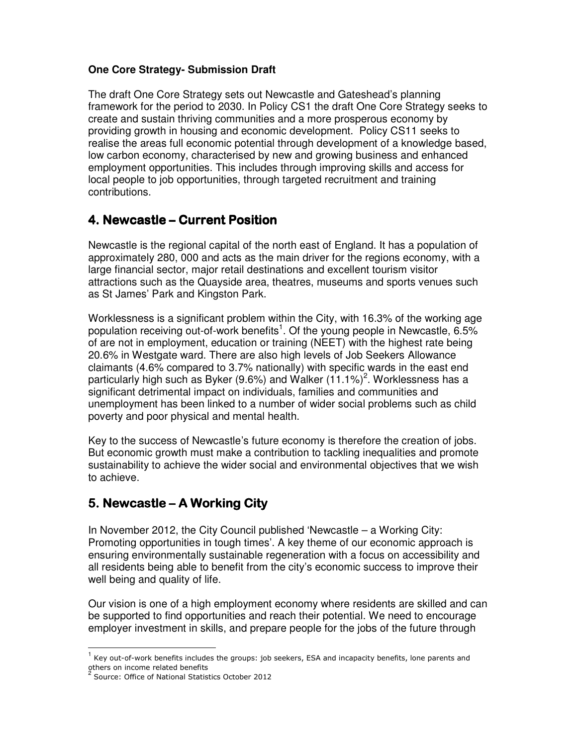**One Core Strategy- Submission Draft**

The draft One Core Strategy sets out Newcastle and Gateshead's planning framework for the period to 2030. In Policy CS1 the draft One Core Strategy seeks to create and sustain thriving communities and a more prosperous economy by providing growth in housing and economic development. Policy CS11 seeks to realise the areas full economic potential through development of a knowledge based, low carbon economy, characterised by new and growing business and enhanced employment opportunities. This includes through improving skills and access for local people to job opportunities, through targeted recruitment and training contributions.

## 4. Newcastle – Current Position

Newcastle is the regional capital of the north east of England. It has a population of approximately 280, 000 and acts as the main driver for the regions economy, with a large financial sector, major retail destinations and excellent tourism visitor attractions such as the Quayside area, theatres, museums and sports venues such as St James' Park and Kingston Park.

Worklessness is a significant problem within the City, with 16.3% of the working age population receiving out-of-work benefits[1]. Of the young people in Newcastle, 6.5% of are not in employment, education or training (NEET) with the highest rate being 20.6% in Westgate ward. There are also high levels of Job Seekers Allowance claimants (4.6% compared to 3.7% nationally) with specific wards in the east end particularly high such as Byker (9.6%) and Walker (11.1%)[2]. Worklessness has a significant detrimental impact on individuals, families and communities and unemployment has been linked to a number of wider social problems such as child poverty and poor physical and mental health.

Key to the success of Newcastle's future economy is therefore the creation of jobs. But economic growth must make a contribution to tackling inequalities and promote sustainability to achieve the wider social and environmental objectives that we wish to achieve.

## 5. Newcastle – A Working City

In November 2012, the City Council published 'Newcastle – a Working City: Promoting opportunities in tough times'. A key theme of our economic approach is ensuring environmentally sustainable regeneration with a focus on accessibility and all residents being able to benefit from the city's economic success to improve their well being and quality of life.

Our vision is one of a high employment economy where residents are skilled and can be supported to find opportunities and reach their potential. We need to encourage employer investment in skills, and prepare people for the jobs of the future through

---

[1] Key out-of-work benefits includes the groups: job seekers, ESA and incapacity benefits, lone parents and others on income related benefits

[2] Source: Office of National Statistics October 2012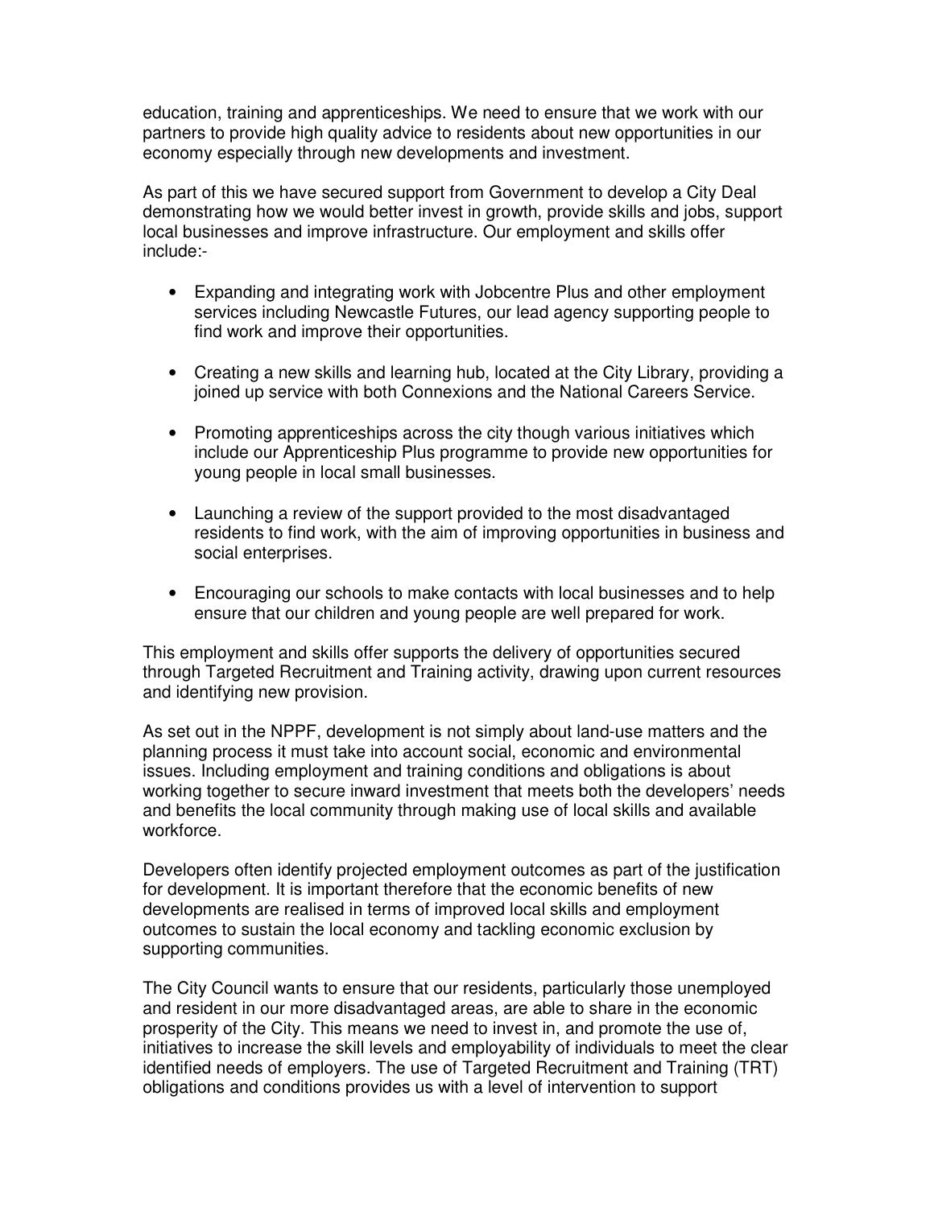education, training and apprenticeships. We need to ensure that we work with our partners to provide high quality advice to residents about new opportunities in our economy especially through new developments and investment.

As part of this we have secured support from Government to develop a City Deal demonstrating how we would better invest in growth, provide skills and jobs, support local businesses and improve infrastructure. Our employment and skills offer include:-

- Expanding and integrating work with Jobcentre Plus and other employment services including Newcastle Futures, our lead agency supporting people to find work and improve their opportunities.

- Creating a new skills and learning hub, located at the City Library, providing a joined up service with both Connexions and the National Careers Service.

- Promoting apprenticeships across the city though various initiatives which include our Apprenticeship Plus programme to provide new opportunities for young people in local small businesses.

- Launching a review of the support provided to the most disadvantaged residents to find work, with the aim of improving opportunities in business and social enterprises.

- Encouraging our schools to make contacts with local businesses and to help ensure that our children and young people are well prepared for work.

This employment and skills offer supports the delivery of opportunities secured through Targeted Recruitment and Training activity, drawing upon current resources and identifying new provision.

As set out in the NPPF, development is not simply about land-use matters and the planning process it must take into account social, economic and environmental issues. Including employment and training conditions and obligations is about working together to secure inward investment that meets both the developers' needs and benefits the local community through making use of local skills and available workforce.

Developers often identify projected employment outcomes as part of the justification for development. It is important therefore that the economic benefits of new developments are realised in terms of improved local skills and employment outcomes to sustain the local economy and tackling economic exclusion by supporting communities.

The City Council wants to ensure that our residents, particularly those unemployed and resident in our more disadvantaged areas, are able to share in the economic prosperity of the City. This means we need to invest in, and promote the use of, initiatives to increase the skill levels and employability of individuals to meet the clear identified needs of employers. The use of Targeted Recruitment and Training (TRT) obligations and conditions provides us with a level of intervention to support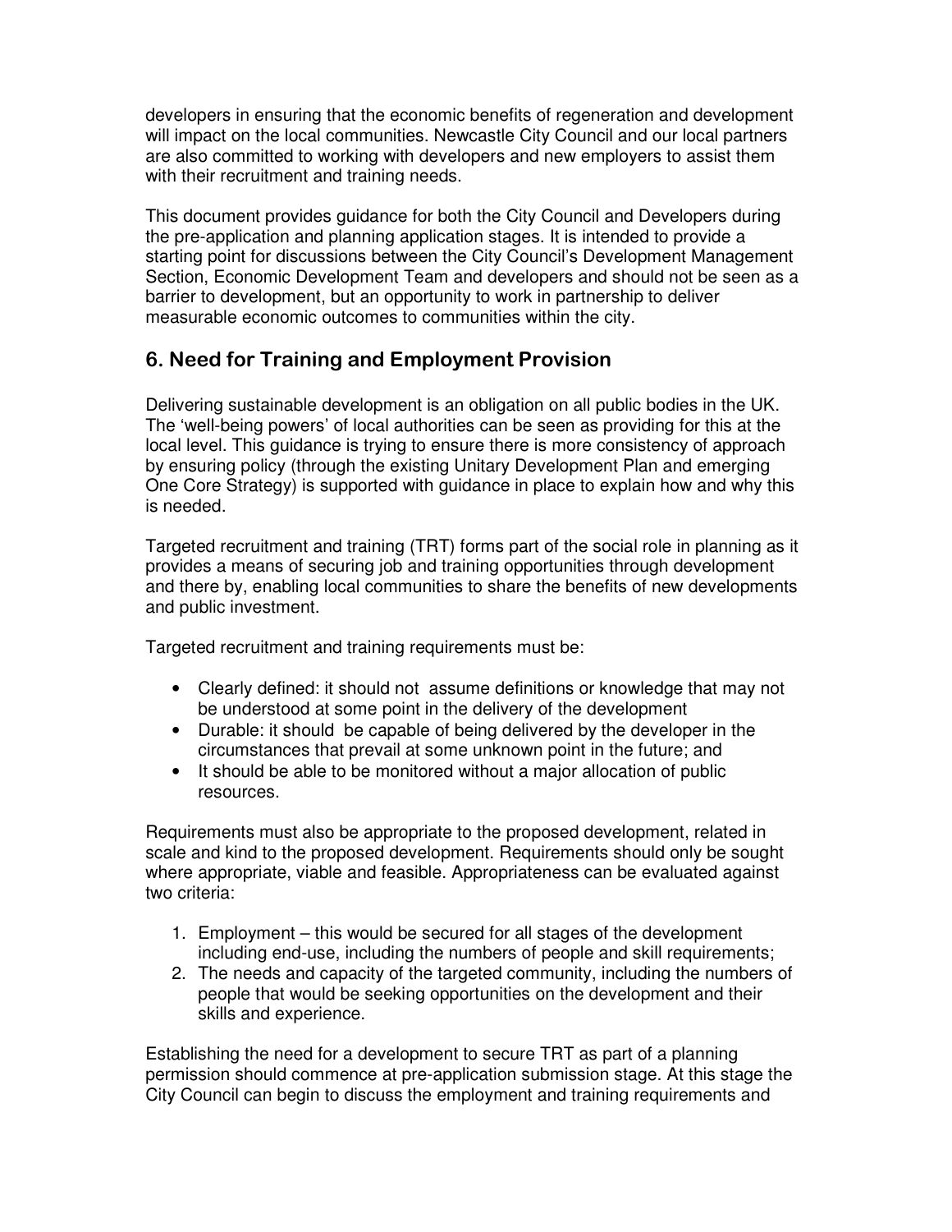developers in ensuring that the economic benefits of regeneration and development will impact on the local communities. Newcastle City Council and our local partners are also committed to working with developers and new employers to assist them with their recruitment and training needs.

This document provides guidance for both the City Council and Developers during the pre-application and planning application stages. It is intended to provide a starting point for discussions between the City Council's Development Management Section, Economic Development Team and developers and should not be seen as a barrier to development, but an opportunity to work in partnership to deliver measurable economic outcomes to communities within the city.

## 6. Need for Training and Employment Provision

Delivering sustainable development is an obligation on all public bodies in the UK. The 'well-being powers' of local authorities can be seen as providing for this at the local level. This guidance is trying to ensure there is more consistency of approach by ensuring policy (through the existing Unitary Development Plan and emerging One Core Strategy) is supported with guidance in place to explain how and why this is needed.

Targeted recruitment and training (TRT) forms part of the social role in planning as it provides a means of securing job and training opportunities through development and there by, enabling local communities to share the benefits of new developments and public investment.

Targeted recruitment and training requirements must be:

- Clearly defined: it should not assume definitions or knowledge that may not be understood at some point in the delivery of the development
- Durable: it should be capable of being delivered by the developer in the circumstances that prevail at some unknown point in the future; and
- It should be able to be monitored without a major allocation of public resources.

Requirements must also be appropriate to the proposed development, related in scale and kind to the proposed development. Requirements should only be sought where appropriate, viable and feasible. Appropriateness can be evaluated against two criteria:

1. Employment – this would be secured for all stages of the development including end-use, including the numbers of people and skill requirements;
2. The needs and capacity of the targeted community, including the numbers of people that would be seeking opportunities on the development and their skills and experience.

Establishing the need for a development to secure TRT as part of a planning permission should commence at pre-application submission stage. At this stage the City Council can begin to discuss the employment and training requirements and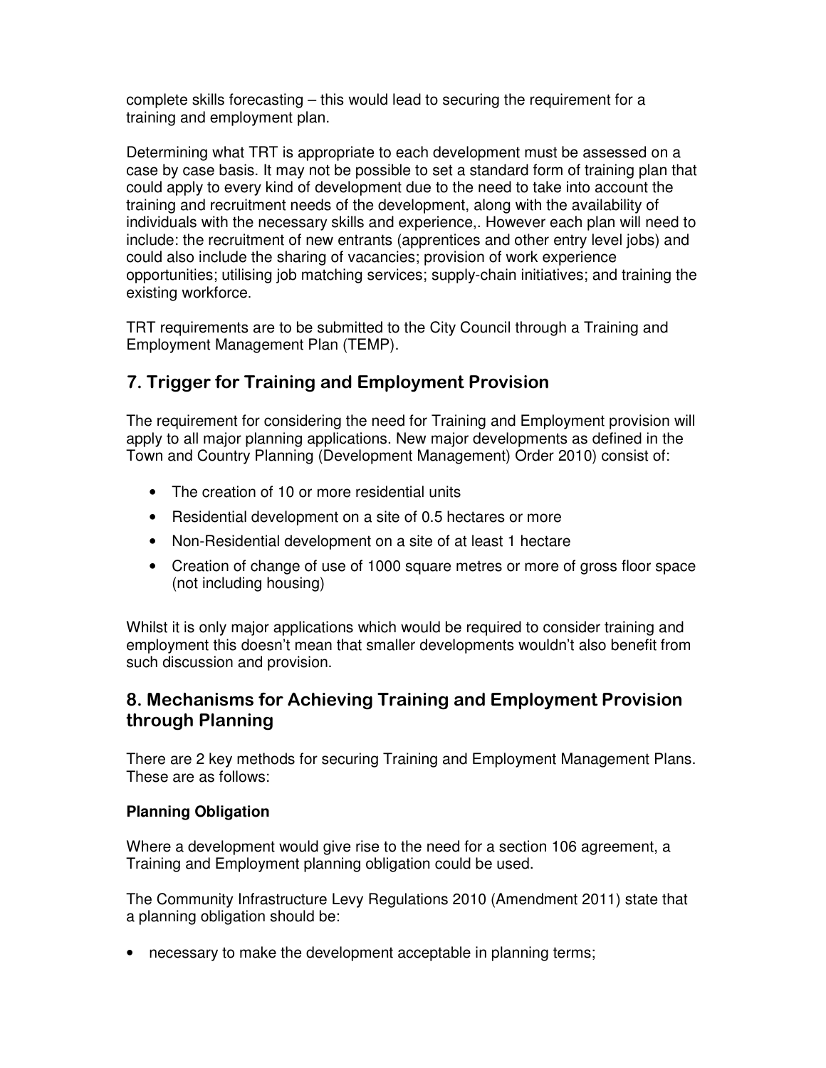complete skills forecasting – this would lead to securing the requirement for a training and employment plan.

Determining what TRT is appropriate to each development must be assessed on a case by case basis. It may not be possible to set a standard form of training plan that could apply to every kind of development due to the need to take into account the training and recruitment needs of the development, along with the availability of individuals with the necessary skills and experience,. However each plan will need to include: the recruitment of new entrants (apprentices and other entry level jobs) and could also include the sharing of vacancies; provision of work experience opportunities; utilising job matching services; supply-chain initiatives; and training the existing workforce.

TRT requirements are to be submitted to the City Council through a Training and Employment Management Plan (TEMP).

## 7. Trigger for Training and Employment Provision

The requirement for considering the need for Training and Employment provision will apply to all major planning applications. New major developments as defined in the Town and Country Planning (Development Management) Order 2010) consist of:

- The creation of 10 or more residential units
- Residential development on a site of 0.5 hectares or more
- Non-Residential development on a site of at least 1 hectare
- Creation of change of use of 1000 square metres or more of gross floor space (not including housing)

Whilst it is only major applications which would be required to consider training and employment this doesn't mean that smaller developments wouldn't also benefit from such discussion and provision.

## 8. Mechanisms for Achieving Training and Employment Provision through Planning

There are 2 key methods for securing Training and Employment Management Plans. These are as follows:

**Planning Obligation**

Where a development would give rise to the need for a section 106 agreement, a Training and Employment planning obligation could be used.

The Community Infrastructure Levy Regulations 2010 (Amendment 2011) state that a planning obligation should be:

- necessary to make the development acceptable in planning terms;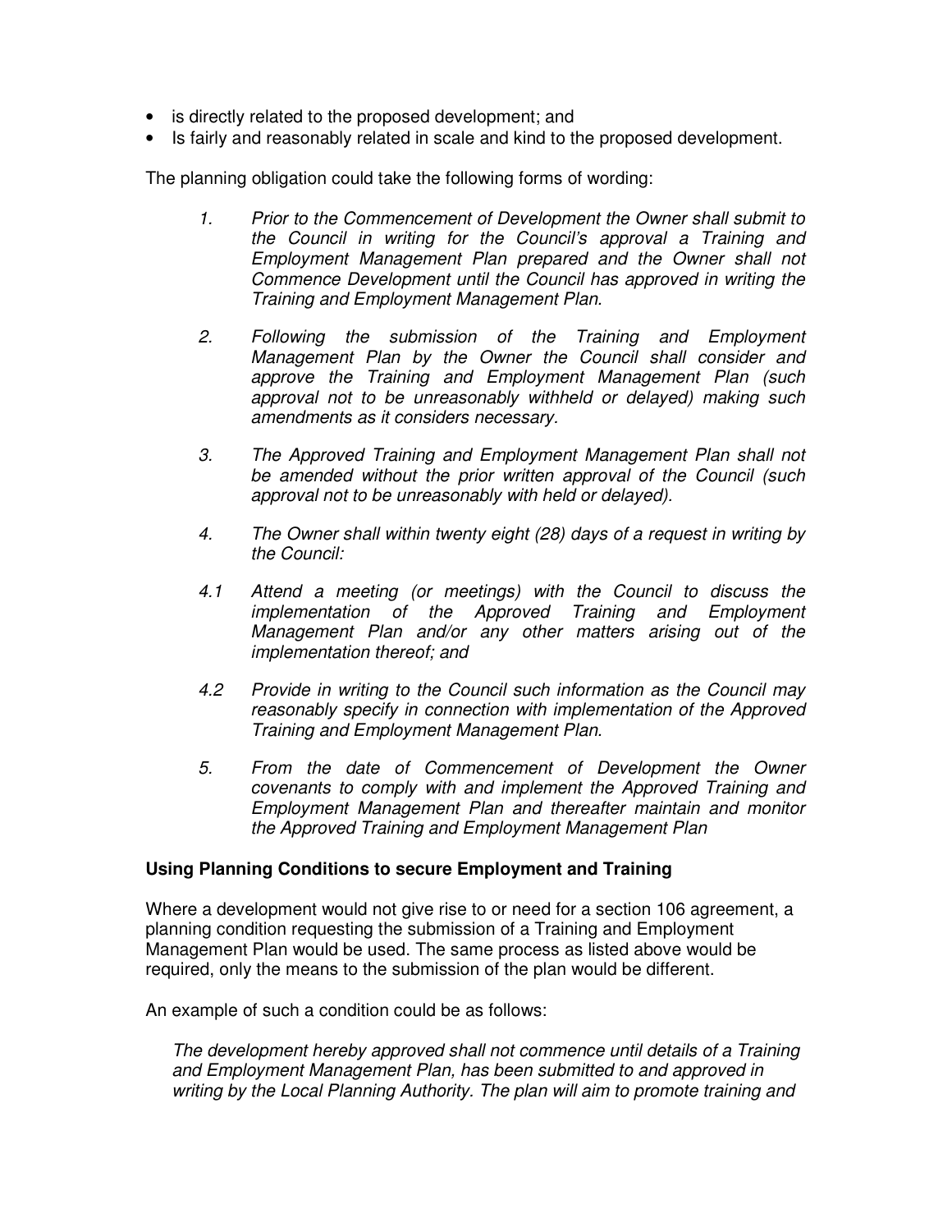- is directly related to the proposed development; and
- Is fairly and reasonably related in scale and kind to the proposed development.

The planning obligation could take the following forms of wording:

1. *Prior to the Commencement of Development the Owner shall submit to the Council in writing for the Council's approval a Training and Employment Management Plan prepared and the Owner shall not Commence Development until the Council has approved in writing the Training and Employment Management Plan.*

2. *Following the submission of the Training and Employment Management Plan by the Owner the Council shall consider and approve the Training and Employment Management Plan (such approval not to be unreasonably withheld or delayed) making such amendments as it considers necessary.*

3. *The Approved Training and Employment Management Plan shall not be amended without the prior written approval of the Council (such approval not to be unreasonably with held or delayed).*

4. *The Owner shall within twenty eight (28) days of a request in writing by the Council:*

4.1 *Attend a meeting (or meetings) with the Council to discuss the implementation of the Approved Training and Employment Management Plan and/or any other matters arising out of the implementation thereof; and*

4.2 *Provide in writing to the Council such information as the Council may reasonably specify in connection with implementation of the Approved Training and Employment Management Plan.*

5. *From the date of Commencement of Development the Owner covenants to comply with and implement the Approved Training and Employment Management Plan and thereafter maintain and monitor the Approved Training and Employment Management Plan*

**Using Planning Conditions to secure Employment and Training**

Where a development would not give rise to or need for a section 106 agreement, a planning condition requesting the submission of a Training and Employment Management Plan would be used. The same process as listed above would be required, only the means to the submission of the plan would be different.

An example of such a condition could be as follows:

*The development hereby approved shall not commence until details of a Training and Employment Management Plan, has been submitted to and approved in writing by the Local Planning Authority. The plan will aim to promote training and*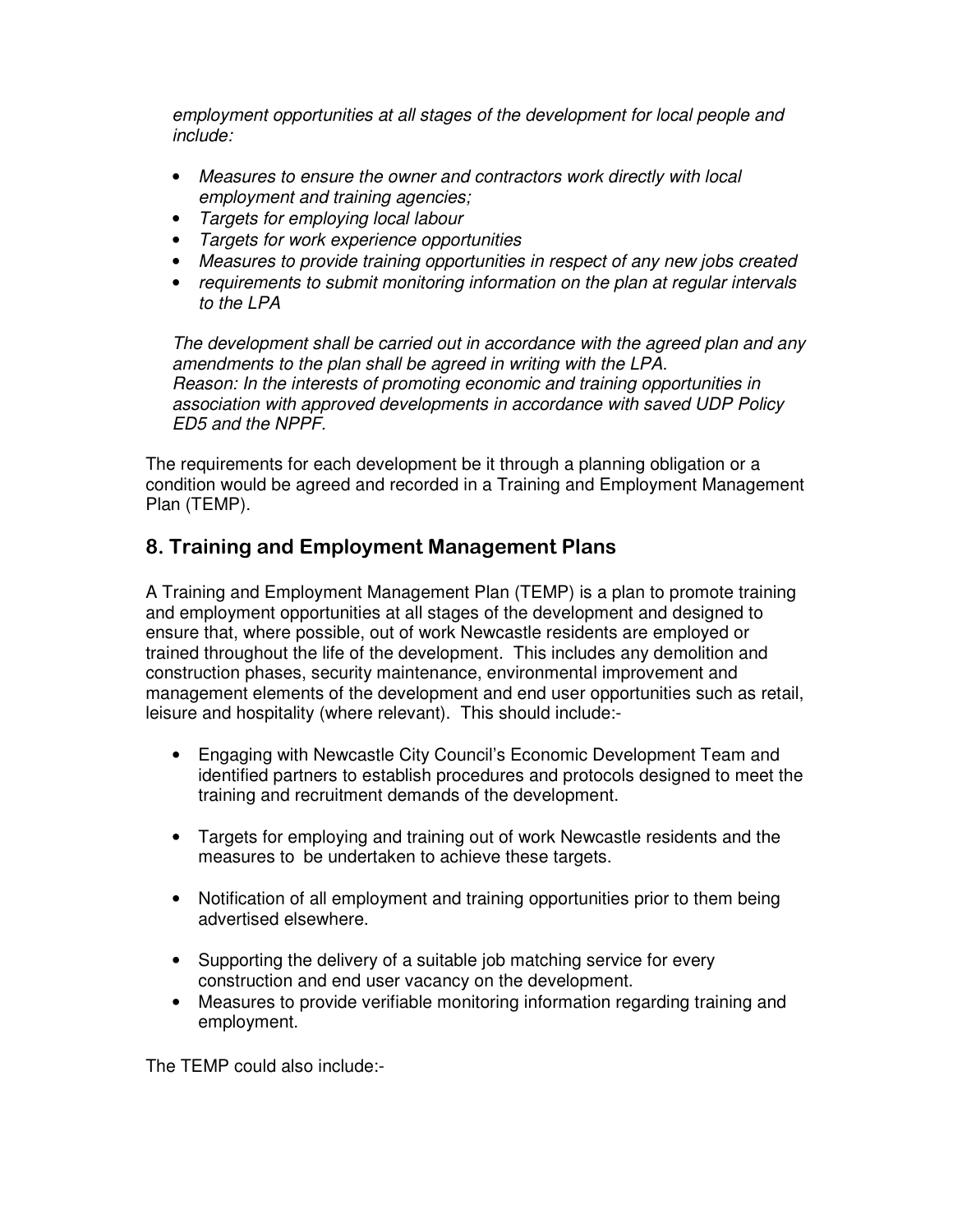*employment opportunities at all stages of the development for local people and include:*

- *Measures to ensure the owner and contractors work directly with local employment and training agencies;*
- *Targets for employing local labour*
- *Targets for work experience opportunities*
- *Measures to provide training opportunities in respect of any new jobs created*
- *requirements to submit monitoring information on the plan at regular intervals to the LPA*

*The development shall be carried out in accordance with the agreed plan and any amendments to the plan shall be agreed in writing with the LPA.*
*Reason: In the interests of promoting economic and training opportunities in association with approved developments in accordance with saved UDP Policy ED5 and the NPPF.*

The requirements for each development be it through a planning obligation or a condition would be agreed and recorded in a Training and Employment Management Plan (TEMP).

## 8. Training and Employment Management Plans

A Training and Employment Management Plan (TEMP) is a plan to promote training and employment opportunities at all stages of the development and designed to ensure that, where possible, out of work Newcastle residents are employed or trained throughout the life of the development. This includes any demolition and construction phases, security maintenance, environmental improvement and management elements of the development and end user opportunities such as retail, leisure and hospitality (where relevant). This should include:-

- Engaging with Newcastle City Council's Economic Development Team and identified partners to establish procedures and protocols designed to meet the training and recruitment demands of the development.
- Targets for employing and training out of work Newcastle residents and the measures to be undertaken to achieve these targets.
- Notification of all employment and training opportunities prior to them being advertised elsewhere.
- Supporting the delivery of a suitable job matching service for every construction and end user vacancy on the development.
- Measures to provide verifiable monitoring information regarding training and employment.

The TEMP could also include:-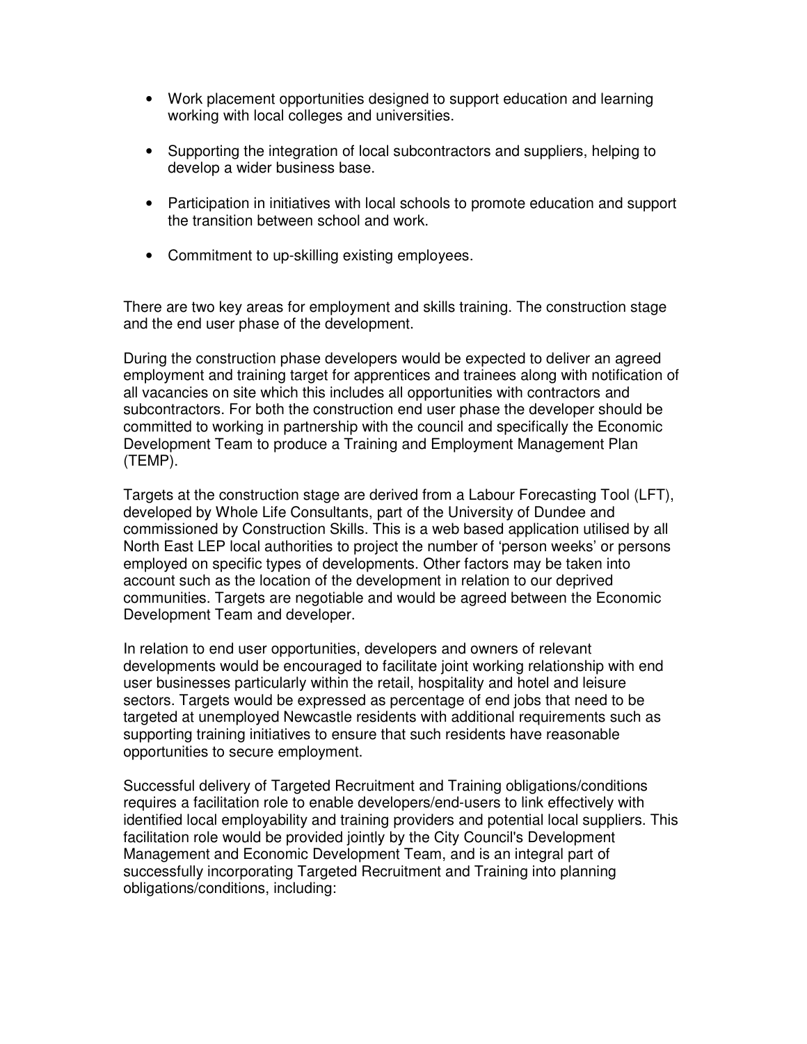- Work placement opportunities designed to support education and learning working with local colleges and universities.

- Supporting the integration of local subcontractors and suppliers, helping to develop a wider business base.

- Participation in initiatives with local schools to promote education and support the transition between school and work.

- Commitment to up-skilling existing employees.

There are two key areas for employment and skills training. The construction stage and the end user phase of the development.

During the construction phase developers would be expected to deliver an agreed employment and training target for apprentices and trainees along with notification of all vacancies on site which this includes all opportunities with contractors and subcontractors. For both the construction end user phase the developer should be committed to working in partnership with the council and specifically the Economic Development Team to produce a Training and Employment Management Plan (TEMP).

Targets at the construction stage are derived from a Labour Forecasting Tool (LFT), developed by Whole Life Consultants, part of the University of Dundee and commissioned by Construction Skills. This is a web based application utilised by all North East LEP local authorities to project the number of 'person weeks' or persons employed on specific types of developments. Other factors may be taken into account such as the location of the development in relation to our deprived communities. Targets are negotiable and would be agreed between the Economic Development Team and developer.

In relation to end user opportunities, developers and owners of relevant developments would be encouraged to facilitate joint working relationship with end user businesses particularly within the retail, hospitality and hotel and leisure sectors. Targets would be expressed as percentage of end jobs that need to be targeted at unemployed Newcastle residents with additional requirements such as supporting training initiatives to ensure that such residents have reasonable opportunities to secure employment.

Successful delivery of Targeted Recruitment and Training obligations/conditions requires a facilitation role to enable developers/end-users to link effectively with identified local employability and training providers and potential local suppliers. This facilitation role would be provided jointly by the City Council's Development Management and Economic Development Team, and is an integral part of successfully incorporating Targeted Recruitment and Training into planning obligations/conditions, including: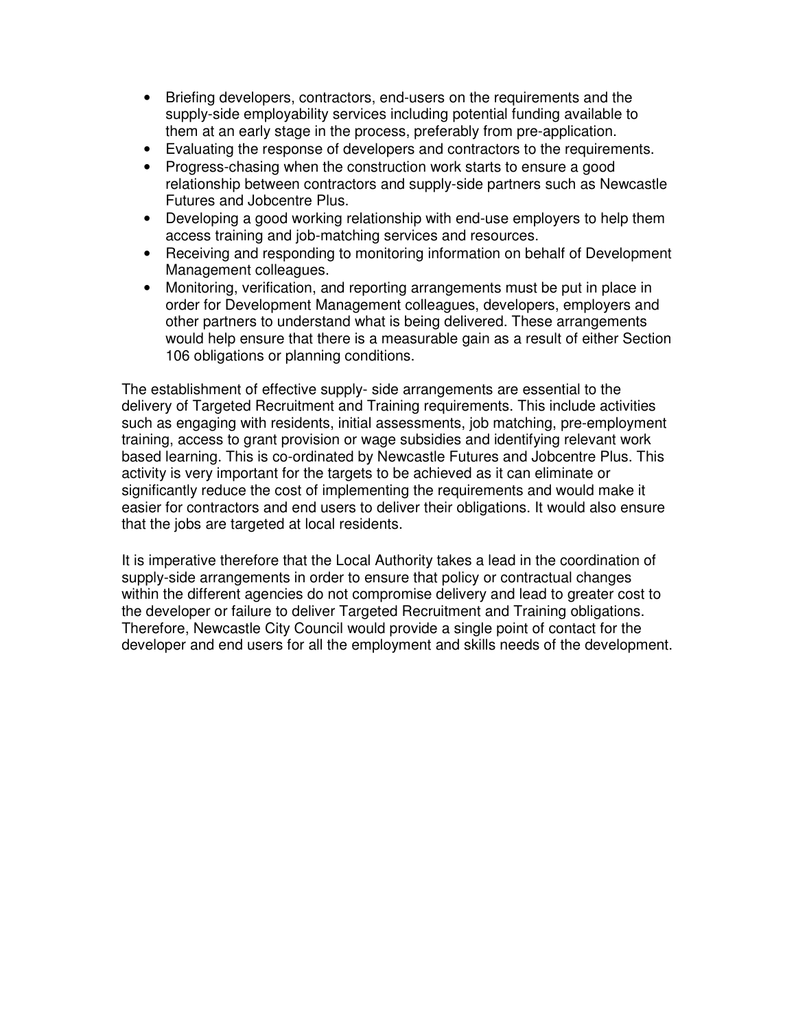- Briefing developers, contractors, end-users on the requirements and the supply-side employability services including potential funding available to them at an early stage in the process, preferably from pre-application.
- Evaluating the response of developers and contractors to the requirements.
- Progress-chasing when the construction work starts to ensure a good relationship between contractors and supply-side partners such as Newcastle Futures and Jobcentre Plus.
- Developing a good working relationship with end-use employers to help them access training and job-matching services and resources.
- Receiving and responding to monitoring information on behalf of Development Management colleagues.
- Monitoring, verification, and reporting arrangements must be put in place in order for Development Management colleagues, developers, employers and other partners to understand what is being delivered. These arrangements would help ensure that there is a measurable gain as a result of either Section 106 obligations or planning conditions.

The establishment of effective supply- side arrangements are essential to the delivery of Targeted Recruitment and Training requirements. This include activities such as engaging with residents, initial assessments, job matching, pre-employment training, access to grant provision or wage subsidies and identifying relevant work based learning. This is co-ordinated by Newcastle Futures and Jobcentre Plus. This activity is very important for the targets to be achieved as it can eliminate or significantly reduce the cost of implementing the requirements and would make it easier for contractors and end users to deliver their obligations. It would also ensure that the jobs are targeted at local residents.

It is imperative therefore that the Local Authority takes a lead in the coordination of supply-side arrangements in order to ensure that policy or contractual changes within the different agencies do not compromise delivery and lead to greater cost to the developer or failure to deliver Targeted Recruitment and Training obligations. Therefore, Newcastle City Council would provide a single point of contact for the developer and end users for all the employment and skills needs of the development.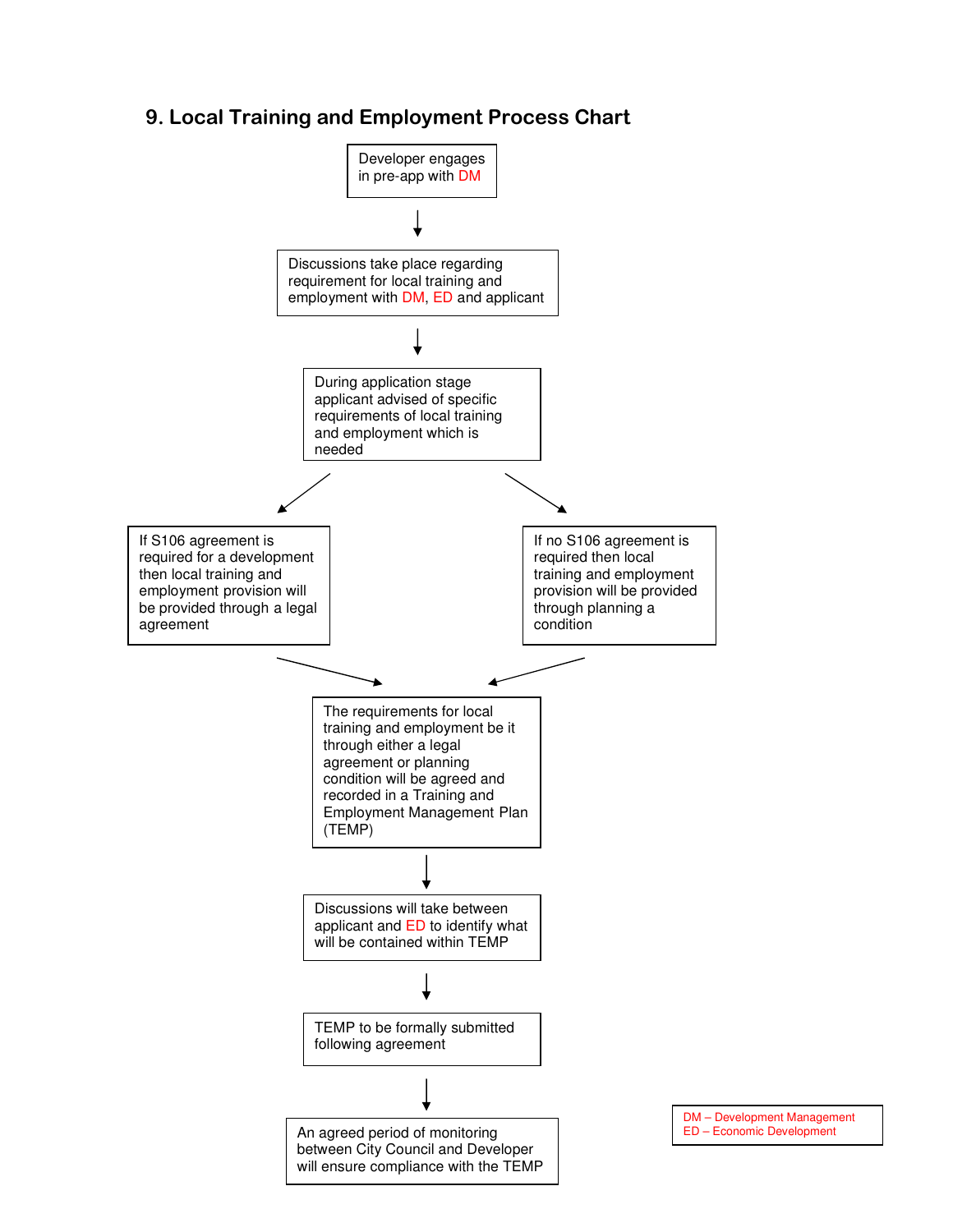## 9. Local Training and Employment Process Chart

Developer engages in pre-app with DM

↓

Discussions take place regarding requirement for local training and employment with DM, ED and applicant

↓

During application stage applicant advised of specific requirements of local training and employment which is needed

↙ ↘

If S106 agreement is required for a development then local training and employment provision will be provided through a legal agreement

If no S106 agreement is required then local training and employment provision will be provided through planning a condition

↘ ↙

The requirements for local training and employment be it through either a legal agreement or planning condition will be agreed and recorded in a Training and Employment Management Plan (TEMP)

↓

Discussions will take between applicant and ED to identify what will be contained within TEMP

↓

TEMP to be formally submitted following agreement

↓

An agreed period of monitoring between City Council and Developer will ensure compliance with the TEMP

DM – Development Management
ED – Economic Development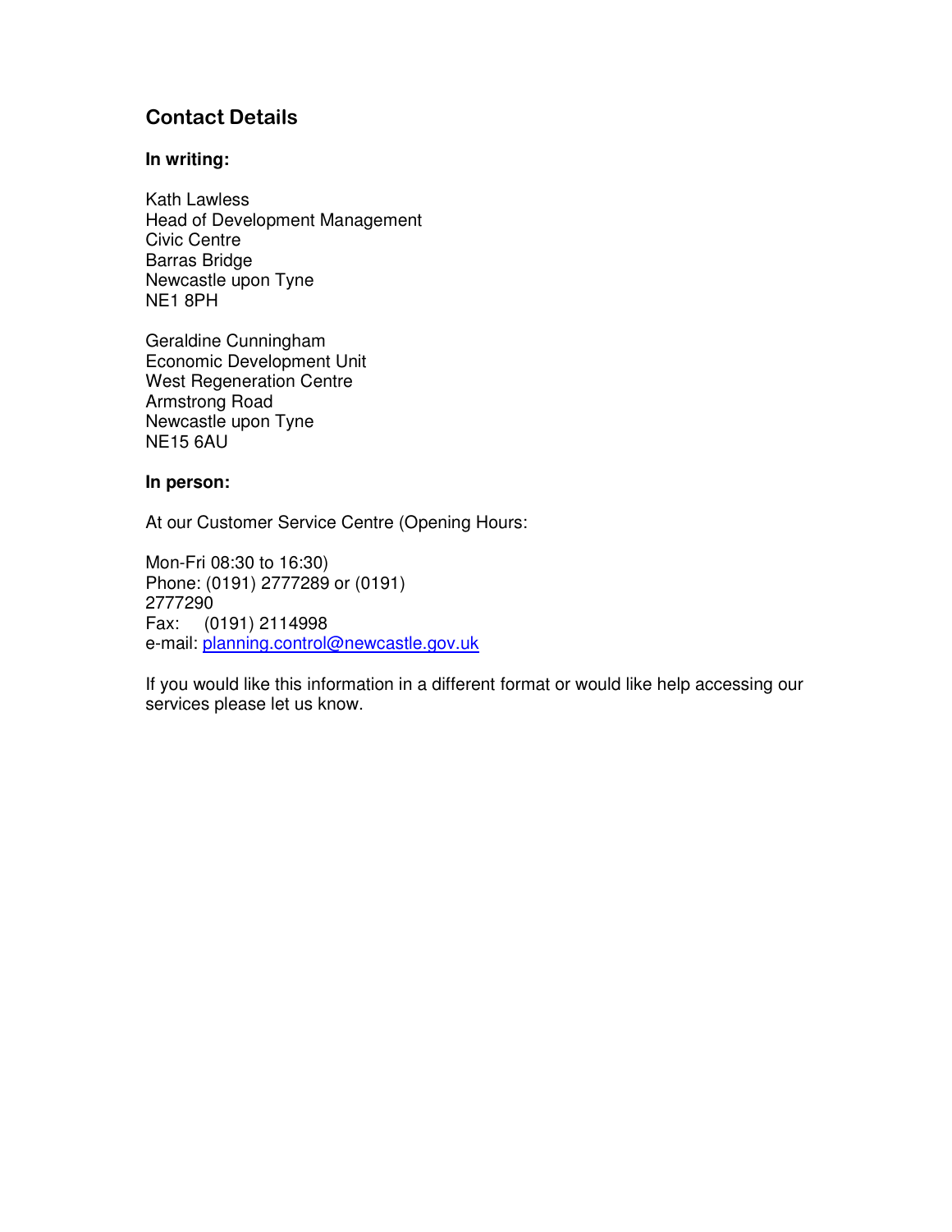## Contact Details

**In writing:**

Kath Lawless
Head of Development Management
Civic Centre
Barras Bridge
Newcastle upon Tyne
NE1 8PH

Geraldine Cunningham
Economic Development Unit
West Regeneration Centre
Armstrong Road
Newcastle upon Tyne
NE15 6AU

**In person:**

At our Customer Service Centre (Opening Hours:

Mon-Fri 08:30 to 16:30)
Phone: (0191) 2777289 or (0191) 2777290
Fax: (0191) 2114998
e-mail: planning.control@newcastle.gov.uk

If you would like this information in a different format or would like help accessing our services please let us know.